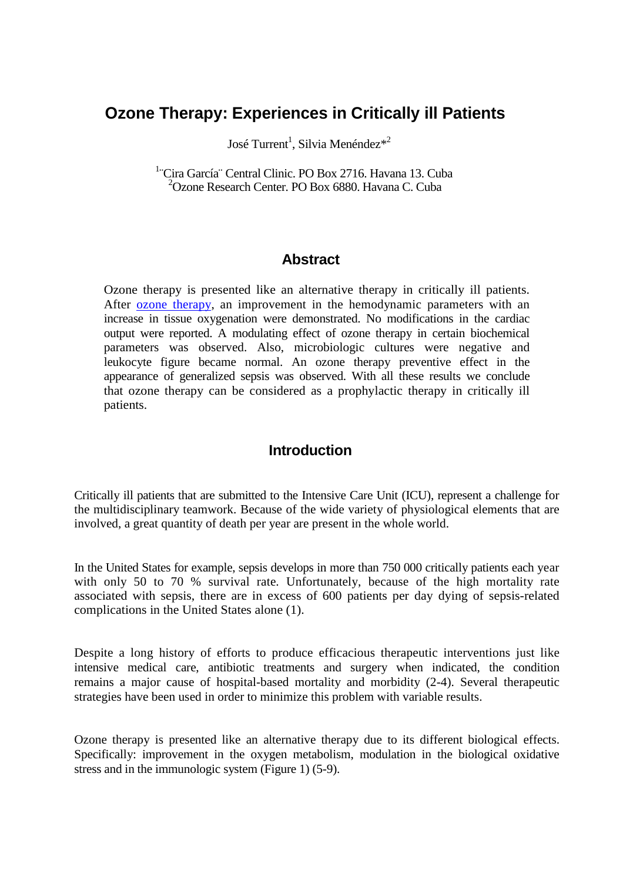# Ozone Therapy: Experiences in Critically ill Patients

José Turrent[1], Silvia Menéndez*[2]

[1]"Cira García" Central Clinic. PO Box 2716. Havana 13. Cuba
[2]Ozone Research Center. PO Box 6880. Havana C. Cuba

## Abstract

Ozone therapy is presented like an alternative therapy in critically ill patients. After ozone therapy, an improvement in the hemodynamic parameters with an increase in tissue oxygenation were demonstrated. No modifications in the cardiac output were reported. A modulating effect of ozone therapy in certain biochemical parameters was observed. Also, microbiologic cultures were negative and leukocyte figure became normal. An ozone therapy preventive effect in the appearance of generalized sepsis was observed. With all these results we conclude that ozone therapy can be considered as a prophylactic therapy in critically ill patients.

## Introduction

Critically ill patients that are submitted to the Intensive Care Unit (ICU), represent a challenge for the multidisciplinary teamwork. Because of the wide variety of physiological elements that are involved, a great quantity of death per year are present in the whole world.

In the United States for example, sepsis develops in more than 750 000 critically patients each year with only 50 to 70 % survival rate. Unfortunately, because of the high mortality rate associated with sepsis, there are in excess of 600 patients per day dying of sepsis-related complications in the United States alone (1).

Despite a long history of efforts to produce efficacious therapeutic interventions just like intensive medical care, antibiotic treatments and surgery when indicated, the condition remains a major cause of hospital-based mortality and morbidity (2-4). Several therapeutic strategies have been used in order to minimize this problem with variable results.

Ozone therapy is presented like an alternative therapy due to its different biological effects. Specifically: improvement in the oxygen metabolism, modulation in the biological oxidative stress and in the immunologic system (Figure 1) (5-9).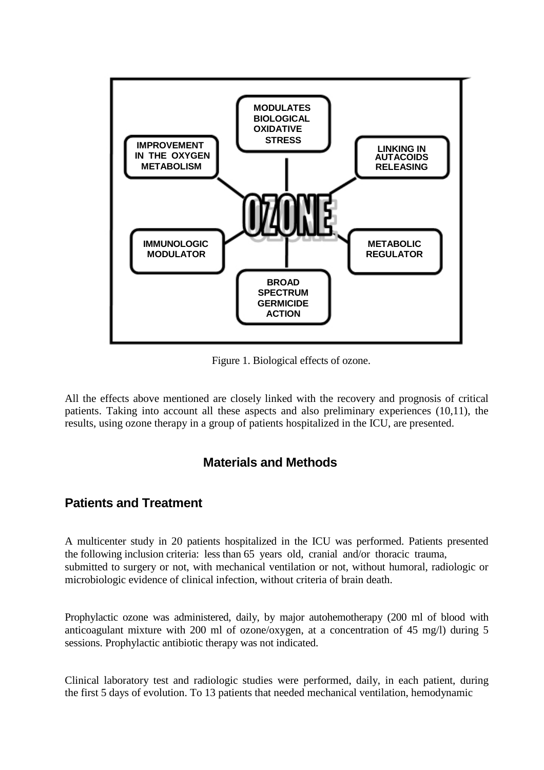OZONE

MODULATES BIOLOGICAL OXIDATIVE STRESS

IMPROVEMENT IN THE OXYGEN METABOLISM

LINKING IN AUTACOIDS RELEASING

IMMUNOLOGIC MODULATOR

METABOLIC REGULATOR

BROAD SPECTRUM GERMICIDE ACTION

Figure 1. Biological effects of ozone.

All the effects above mentioned are closely linked with the recovery and prognosis of critical patients. Taking into account all these aspects and also preliminary experiences (10,11), the results, using ozone therapy in a group of patients hospitalized in the ICU, are presented.

## Materials and Methods

### Patients and Treatment

A multicenter study in 20 patients hospitalized in the ICU was performed. Patients presented the following inclusion criteria: less than 65 years old, cranial and/or thoracic trauma, submitted to surgery or not, with mechanical ventilation or not, without humoral, radiologic or microbiologic evidence of clinical infection, without criteria of brain death.

Prophylactic ozone was administered, daily, by major autohemotherapy (200 ml of blood with anticoagulant mixture with 200 ml of ozone/oxygen, at a concentration of 45 mg/l) during 5 sessions. Prophylactic antibiotic therapy was not indicated.

Clinical laboratory test and radiologic studies were performed, daily, in each patient, during the first 5 days of evolution. To 13 patients that needed mechanical ventilation, hemodynamic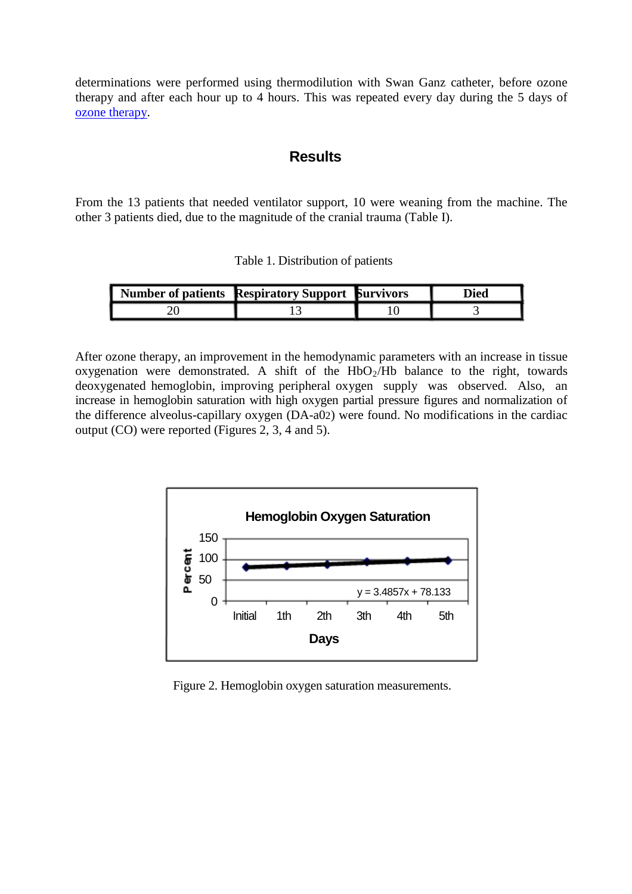determinations were performed using thermodilution with Swan Ganz catheter, before ozone therapy and after each hour up to 4 hours. This was repeated every day during the 5 days of ozone therapy.

## Results

From the 13 patients that needed ventilator support, 10 were weaning from the machine. The other 3 patients died, due to the magnitude of the cranial trauma (Table I).

Table 1. Distribution of patients

| Number of patients | Respiratory Support | Survivors | Died |
|---|---|---|---|
| 20 | 13 | 10 | 3 |

After ozone therapy, an improvement in the hemodynamic parameters with an increase in tissue oxygenation were demonstrated. A shift of the $HbO_2$/Hb balance to the right, towards deoxygenated hemoglobin, improving peripheral oxygen supply was observed. Also, an increase in hemoglobin saturation with high oxygen partial pressure figures and normalization of the difference alveolus-capillary oxygen (DA-a02) were found. No modifications in the cardiac output (CO) were reported (Figures 2, 3, 4 and 5).

Figure 2. Hemoglobin oxygen saturation measurements.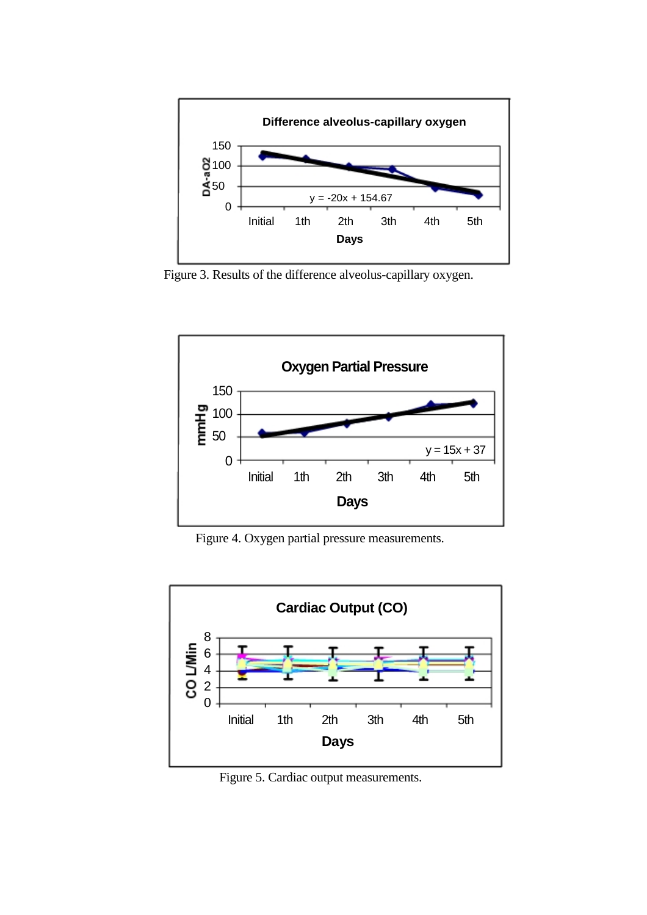Figure 3. Results of the difference alveolus-capillary oxygen.

Figure 4. Oxygen partial pressure measurements.

Figure 5. Cardiac output measurements.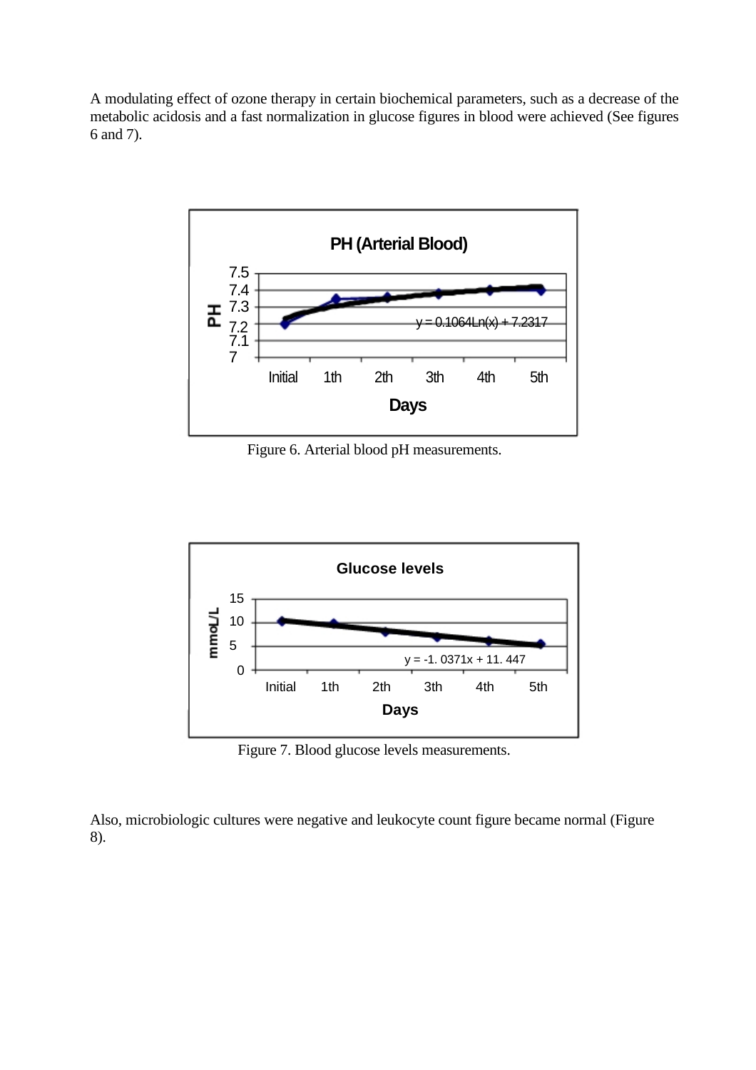A modulating effect of ozone therapy in certain biochemical parameters, such as a decrease of the metabolic acidosis and a fast normalization in glucose figures in blood were achieved (See figures 6 and 7).

Figure 6. Arterial blood pH measurements.

Figure 7. Blood glucose levels measurements.

Also, microbiologic cultures were negative and leukocyte count figure became normal (Figure 8).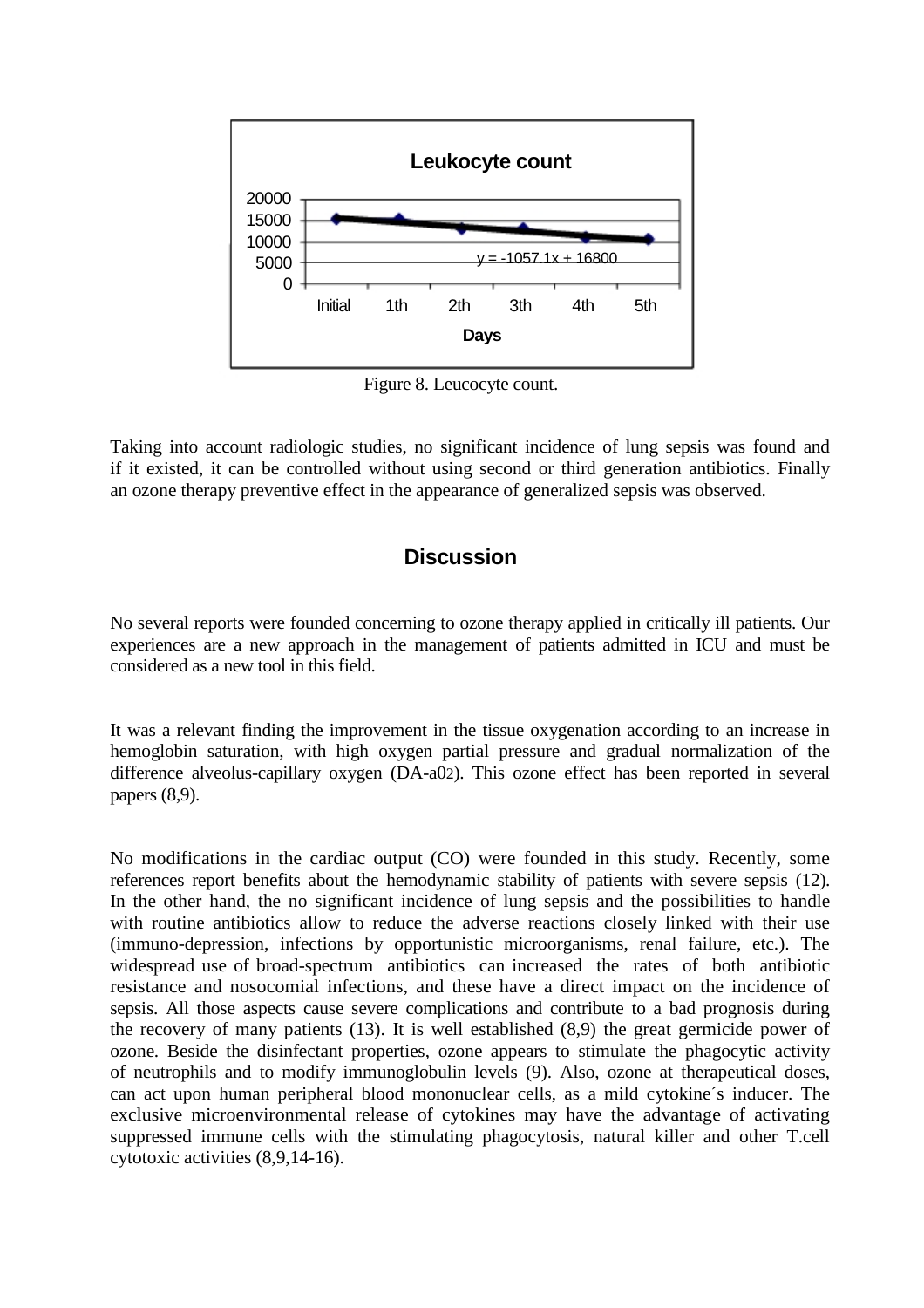Figure 8. Leucocyte count.

Taking into account radiologic studies, no significant incidence of lung sepsis was found and if it existed, it can be controlled without using second or third generation antibiotics. Finally an ozone therapy preventive effect in the appearance of generalized sepsis was observed.

## Discussion

No several reports were founded concerning to ozone therapy applied in critically ill patients. Our experiences are a new approach in the management of patients admitted in ICU and must be considered as a new tool in this field.

It was a relevant finding the improvement in the tissue oxygenation according to an increase in hemoglobin saturation, with high oxygen partial pressure and gradual normalization of the difference alveolus-capillary oxygen (DA-a$O_2$). This ozone effect has been reported in several papers (8,9).

No modifications in the cardiac output (CO) were founded in this study. Recently, some references report benefits about the hemodynamic stability of patients with severe sepsis (12). In the other hand, the no significant incidence of lung sepsis and the possibilities to handle with routine antibiotics allow to reduce the adverse reactions closely linked with their use (immuno-depression, infections by opportunistic microorganisms, renal failure, etc.). The widespread use of broad-spectrum antibiotics can increased the rates of both antibiotic resistance and nosocomial infections, and these have a direct impact on the incidence of sepsis. All those aspects cause severe complications and contribute to a bad prognosis during the recovery of many patients (13). It is well established (8,9) the great germicide power of ozone. Beside the disinfectant properties, ozone appears to stimulate the phagocytic activity of neutrophils and to modify immunoglobulin levels (9). Also, ozone at therapeutical doses, can act upon human peripheral blood mononuclear cells, as a mild cytokine´s inducer. The exclusive microenvironmental release of cytokines may have the advantage of activating suppressed immune cells with the stimulating phagocytosis, natural killer and other T.cell cytotoxic activities (8,9,14-16).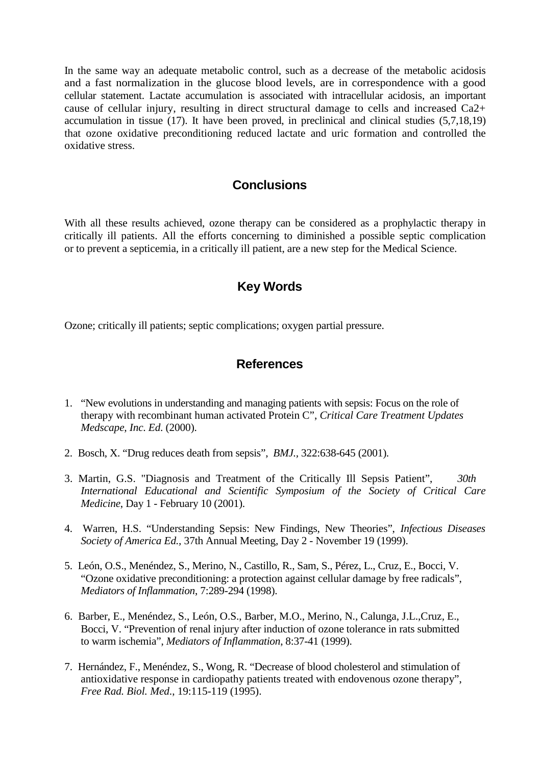In the same way an adequate metabolic control, such as a decrease of the metabolic acidosis and a fast normalization in the glucose blood levels, are in correspondence with a good cellular statement. Lactate accumulation is associated with intracellular acidosis, an important cause of cellular injury, resulting in direct structural damage to cells and increased $Ca^{2+}$ accumulation in tissue (17). It have been proved, in preclinical and clinical studies (5,7,18,19) that ozone oxidative preconditioning reduced lactate and uric formation and controlled the oxidative stress.

## Conclusions

With all these results achieved, ozone therapy can be considered as a prophylactic therapy in critically ill patients. All the efforts concerning to diminished a possible septic complication or to prevent a septicemia, in a critically ill patient, are a new step for the Medical Science.

## Key Words

Ozone; critically ill patients; septic complications; oxygen partial pressure.

## References

1. "New evolutions in understanding and managing patients with sepsis: Focus on the role of therapy with recombinant human activated Protein C", *Critical Care Treatment Updates Medscape, Inc. Ed.* (2000).

2. Bosch, X. "Drug reduces death from sepsis", *BMJ.*, 322:638-645 (2001).

3. Martin, G.S. "Diagnosis and Treatment of the Critically Ill Sepsis Patient", *30th International Educational and Scientific Symposium of the Society of Critical Care Medicine*, Day 1 - February 10 (2001).

4. Warren, H.S. "Understanding Sepsis: New Findings, New Theories", *Infectious Diseases Society of America Ed.*, 37th Annual Meeting, Day 2 - November 19 (1999).

5. León, O.S., Menéndez, S., Merino, N., Castillo, R., Sam, S., Pérez, L., Cruz, E., Bocci, V. "Ozone oxidative preconditioning: a protection against cellular damage by free radicals", *Mediators of Inflammation*, 7:289-294 (1998).

6. Barber, E., Menéndez, S., León, O.S., Barber, M.O., Merino, N., Calunga, J.L.,Cruz, E., Bocci, V. "Prevention of renal injury after induction of ozone tolerance in rats submitted to warm ischemia", *Mediators of Inflammation*, 8:37-41 (1999).

7. Hernández, F., Menéndez, S., Wong, R. "Decrease of blood cholesterol and stimulation of antioxidative response in cardiopathy patients treated with endovenous ozone therapy", *Free Rad. Biol. Med.*, 19:115-119 (1995).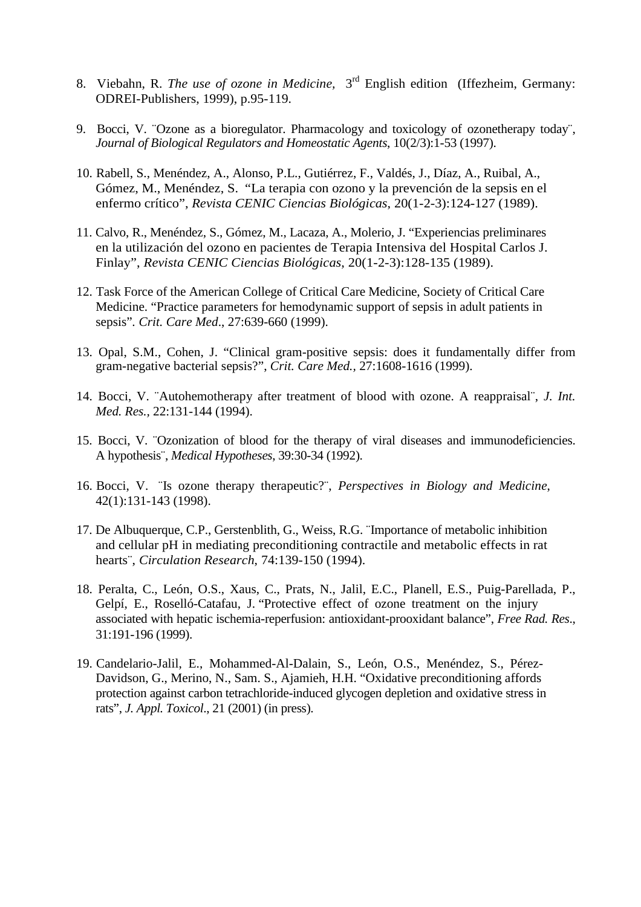8. Viebahn, R. *The use of ozone in Medicine*, 3rd English edition (Iffezheim, Germany: ODREI-Publishers, 1999), p.95-119.

9. Bocci, V. ¨Ozone as a bioregulator. Pharmacology and toxicology of ozonetherapy today¨, *Journal of Biological Regulators and Homeostatic Agents*, 10(2/3):1-53 (1997).

10. Rabell, S., Menéndez, A., Alonso, P.L., Gutiérrez, F., Valdés, J., Díaz, A., Ruibal, A., Gómez, M., Menéndez, S. "La terapia con ozono y la prevención de la sepsis en el enfermo crítico", *Revista CENIC Ciencias Biológicas*, 20(1-2-3):124-127 (1989).

11. Calvo, R., Menéndez, S., Gómez, M., Lacaza, A., Molerio, J. "Experiencias preliminares en la utilización del ozono en pacientes de Terapia Intensiva del Hospital Carlos J. Finlay", *Revista CENIC Ciencias Biológicas*, 20(1-2-3):128-135 (1989).

12. Task Force of the American College of Critical Care Medicine, Society of Critical Care Medicine. "Practice parameters for hemodynamic support of sepsis in adult patients in sepsis". *Crit. Care Med*., 27:639-660 (1999).

13. Opal, S.M., Cohen, J. "Clinical gram-positive sepsis: does it fundamentally differ from gram-negative bacterial sepsis?", *Crit. Care Med.*, 27:1608-1616 (1999).

14. Bocci, V. ¨Autohemotherapy after treatment of blood with ozone. A reappraisal¨, *J. Int. Med. Res.*, 22:131-144 (1994).

15. Bocci, V. ¨Ozonization of blood for the therapy of viral diseases and immunodeficiencies. A hypothesis¨, *Medical Hypotheses*, 39:30-34 (1992).

16. Bocci, V. ¨Is ozone therapy therapeutic?¨, *Perspectives in Biology and Medicine*, 42(1):131-143 (1998).

17. De Albuquerque, C.P., Gerstenblith, G., Weiss, R.G. ¨Importance of metabolic inhibition and cellular pH in mediating preconditioning contractile and metabolic effects in rat hearts¨, *Circulation Research*, 74:139-150 (1994).

18. Peralta, C., León, O.S., Xaus, C., Prats, N., Jalil, E.C., Planell, E.S., Puig-Parellada, P., Gelpí, E., Roselló-Catafau, J. "Protective effect of ozone treatment on the injury associated with hepatic ischemia-reperfusion: antioxidant-prooxidant balance", *Free Rad. Res*., 31:191-196 (1999).

19. Candelario-Jalil, E., Mohammed-Al-Dalain, S., León, O.S., Menéndez, S., Pérez-Davidson, G., Merino, N., Sam. S., Ajamieh, H.H. "Oxidative preconditioning affords protection against carbon tetrachloride-induced glycogen depletion and oxidative stress in rats", *J. Appl. Toxicol*., 21 (2001) (in press).